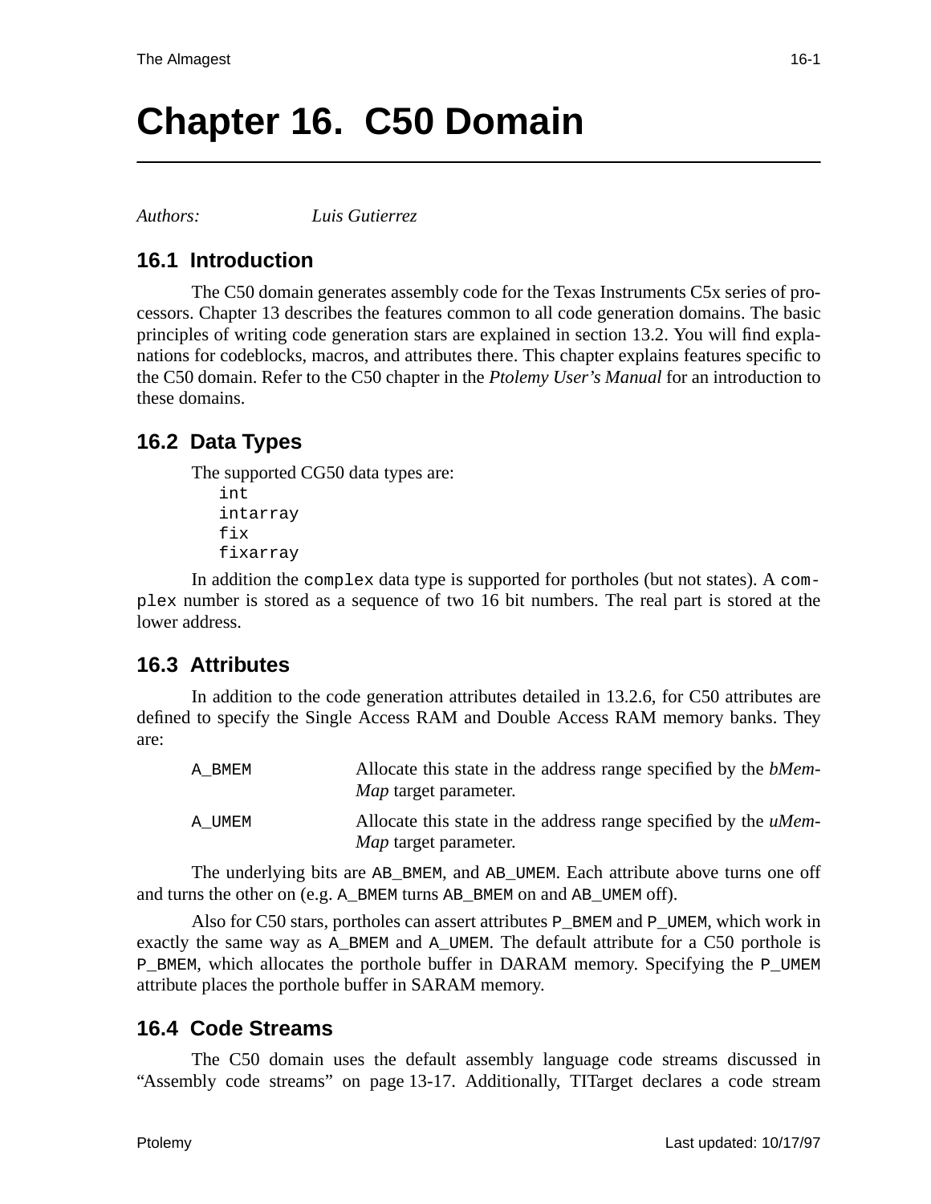# Chapter 16. C50 Domain

*Authors:* *Luis Gutierrez*

## 16.1 Introduction

The C50 domain generates assembly code for the Texas Instruments C5x series of processors. Chapter 13 describes the features common to all code generation domains. The basic principles of writing code generation stars are explained in section 13.2. You will find explanations for codeblocks, macros, and attributes there. This chapter explains features specific to the C50 domain. Refer to the C50 chapter in the *Ptolemy User's Manual* for an introduction to these domains.

## 16.2 Data Types

The supported CG50 data types are:

```
int
intarray
fix
fixarray
```

In addition the `complex` data type is supported for portholes (but not states). A `complex` number is stored as a sequence of two 16 bit numbers. The real part is stored at the lower address.

## 16.3 Attributes

In addition to the code generation attributes detailed in 13.2.6, for C50 attributes are defined to specify the Single Access RAM and Double Access RAM memory banks. They are:

`A_BMEM` Allocate this state in the address range specified by the *bMemMap* target parameter.

`A_UMEM` Allocate this state in the address range specified by the *uMemMap* target parameter.

The underlying bits are `AB_BMEM`, and `AB_UMEM`. Each attribute above turns one off and turns the other on (e.g. `A_BMEM` turns `AB_BMEM` on and `AB_UMEM` off).

Also for C50 stars, portholes can assert attributes `P_BMEM` and `P_UMEM`, which work in exactly the same way as `A_BMEM` and `A_UMEM`. The default attribute for a C50 porthole is `P_BMEM`, which allocates the porthole buffer in DARAM memory. Specifying the `P_UMEM` attribute places the porthole buffer in SARAM memory.

## 16.4 Code Streams

The C50 domain uses the default assembly language code streams discussed in "Assembly code streams" on page 13-17. Additionally, TITarget declares a code stream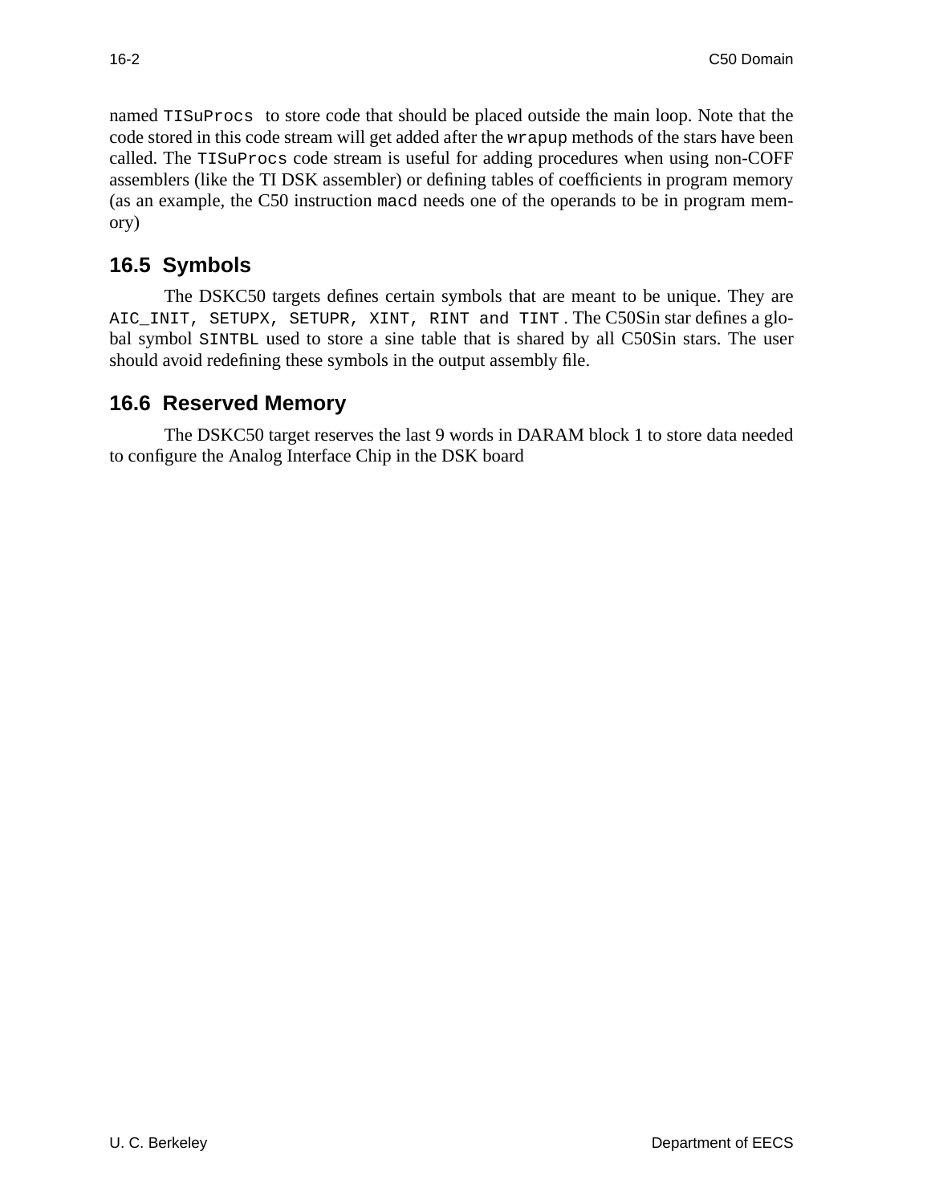named `TISuProcs` to store code that should be placed outside the main loop. Note that the code stored in this code stream will get added after the `wrapup` methods of the stars have been called. The `TISuProcs` code stream is useful for adding procedures when using non-COFF assemblers (like the TI DSK assembler) or defining tables of coefficients in program memory (as an example, the C50 instruction `macd` needs one of the operands to be in program memory)

## 16.5 Symbols

The DSKC50 targets defines certain symbols that are meant to be unique. They are `AIC_INIT, SETUPX, SETUPR, XINT, RINT and TINT`. The C50Sin star defines a global symbol `SINTBL` used to store a sine table that is shared by all C50Sin stars. The user should avoid redefining these symbols in the output assembly file.

## 16.6 Reserved Memory

The DSKC50 target reserves the last 9 words in DARAM block 1 to store data needed to configure the Analog Interface Chip in the DSK board